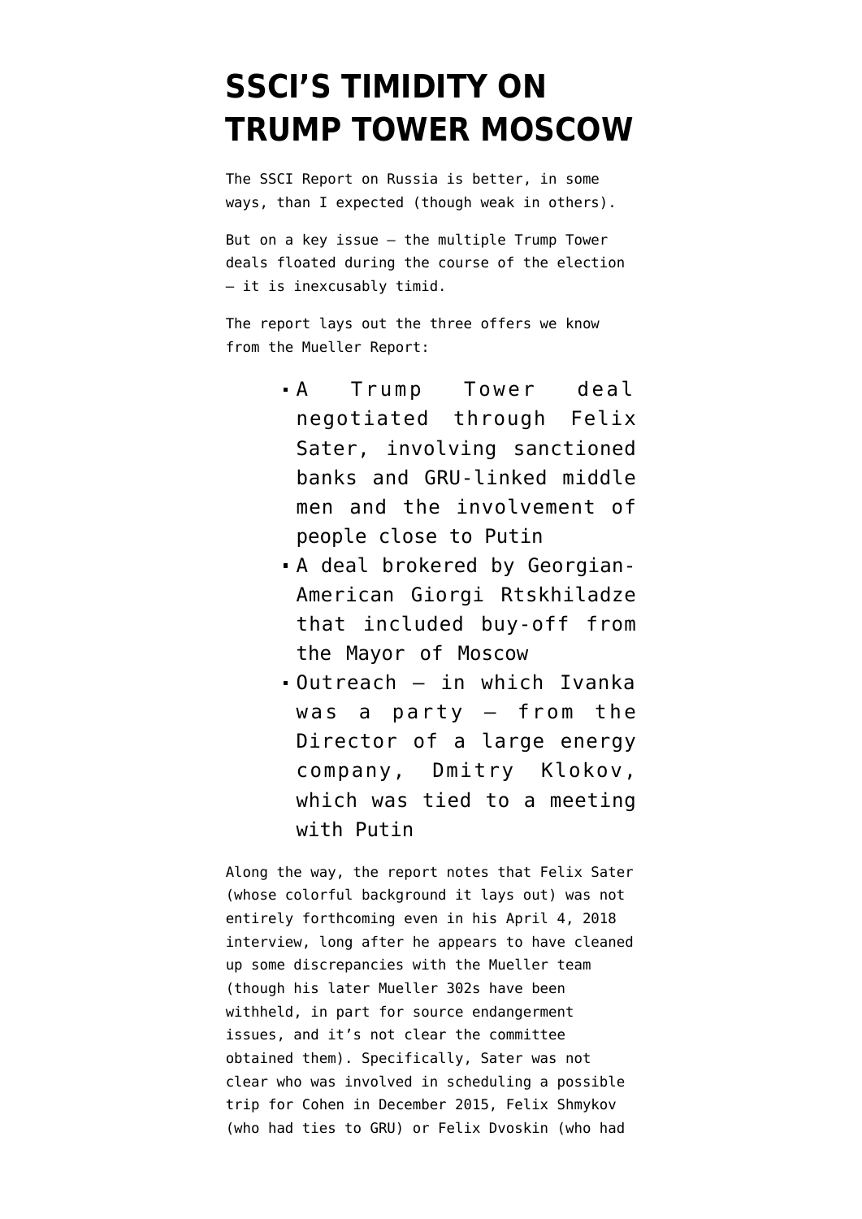# SSCI'S TIMIDITY ON TRUMP TOWER MOSCOW

The SSCI Report on Russia is better, in some ways, than I expected (though weak in others).

But on a key issue — the multiple Trump Tower deals floated during the course of the election — it is inexcusably timid.

The report lays out the three offers we know from the Mueller Report:

- A Trump Tower deal negotiated through Felix Sater, involving sanctioned banks and GRU-linked middle men and the involvement of people close to Putin
- A deal brokered by Georgian-American Giorgi Rtskhiladze that included buy-off from the Mayor of Moscow
- Outreach — in which Ivanka was a party — from the Director of a large energy company, Dmitry Klokov, which was tied to a meeting with Putin

Along the way, the report notes that Felix Sater (whose colorful background it lays out) was not entirely forthcoming even in his April 4, 2018 interview, long after he appears to have cleaned up some discrepancies with the Mueller team (though his later Mueller 302s have been withheld, in part for source endangerment issues, and it's not clear the committee obtained them). Specifically, Sater was not clear who was involved in scheduling a possible trip for Cohen in December 2015, Felix Shmykov (who had ties to GRU) or Felix Dvoskin (who had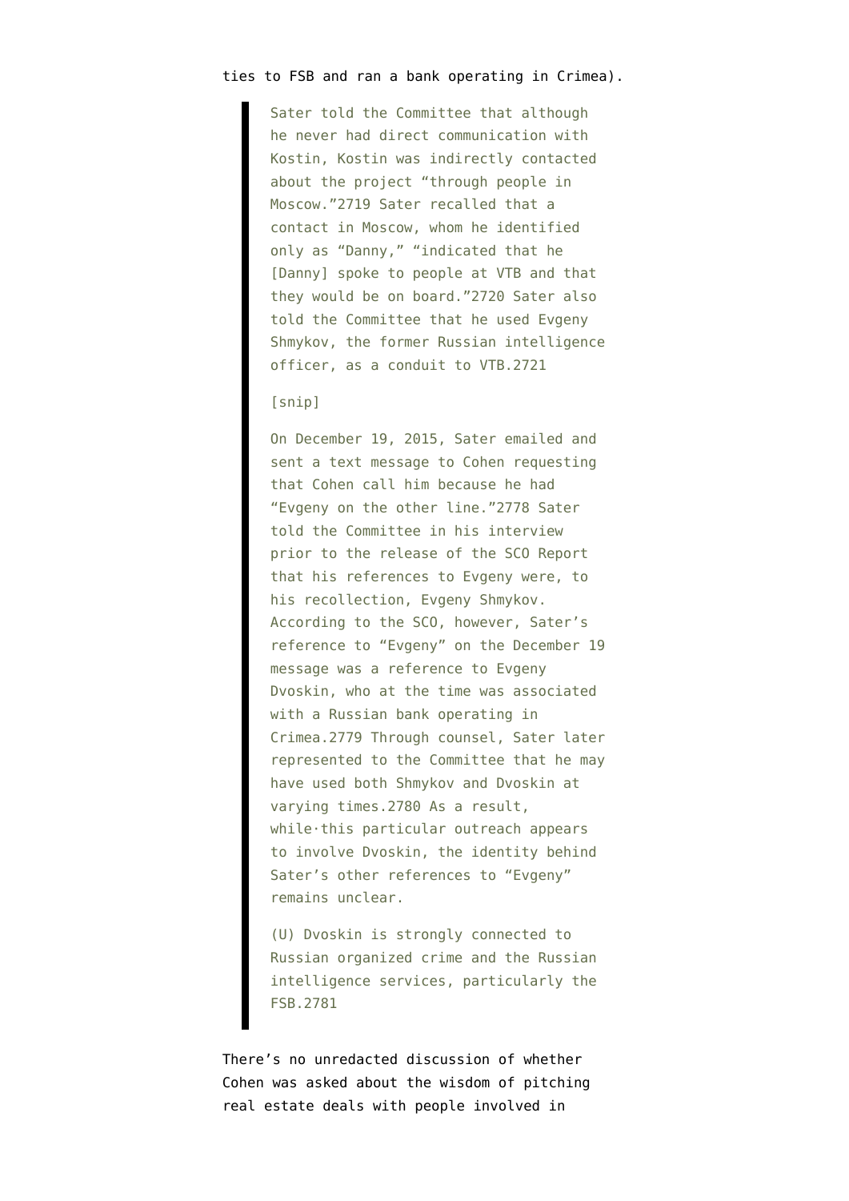ties to FSB and ran a bank operating in Crimea).

> Sater told the Committee that although he never had direct communication with Kostin, Kostin was indirectly contacted about the project "through people in Moscow."2719 Sater recalled that a contact in Moscow, whom he identified only as "Danny," "indicated that he [Danny] spoke to people at VTB and that they would be on board."2720 Sater also told the Committee that he used Evgeny Shmykov, the former Russian intelligence officer, as a conduit to VTB.2721
>
> [snip]
>
> On December 19, 2015, Sater emailed and sent a text message to Cohen requesting that Cohen call him because he had "Evgeny on the other line."2778 Sater told the Committee in his interview prior to the release of the SCO Report that his references to Evgeny were, to his recollection, Evgeny Shmykov. According to the SCO, however, Sater's reference to "Evgeny" on the December 19 message was a reference to Evgeny Dvoskin, who at the time was associated with a Russian bank operating in Crimea.2779 Through counsel, Sater later represented to the Committee that he may have used both Shmykov and Dvoskin at varying times.2780 As a result, while·this particular outreach appears to involve Dvoskin, the identity behind Sater's other references to "Evgeny" remains unclear.
>
> (U) Dvoskin is strongly connected to Russian organized crime and the Russian intelligence services, particularly the FSB.2781

There's no unredacted discussion of whether Cohen was asked about the wisdom of pitching real estate deals with people involved in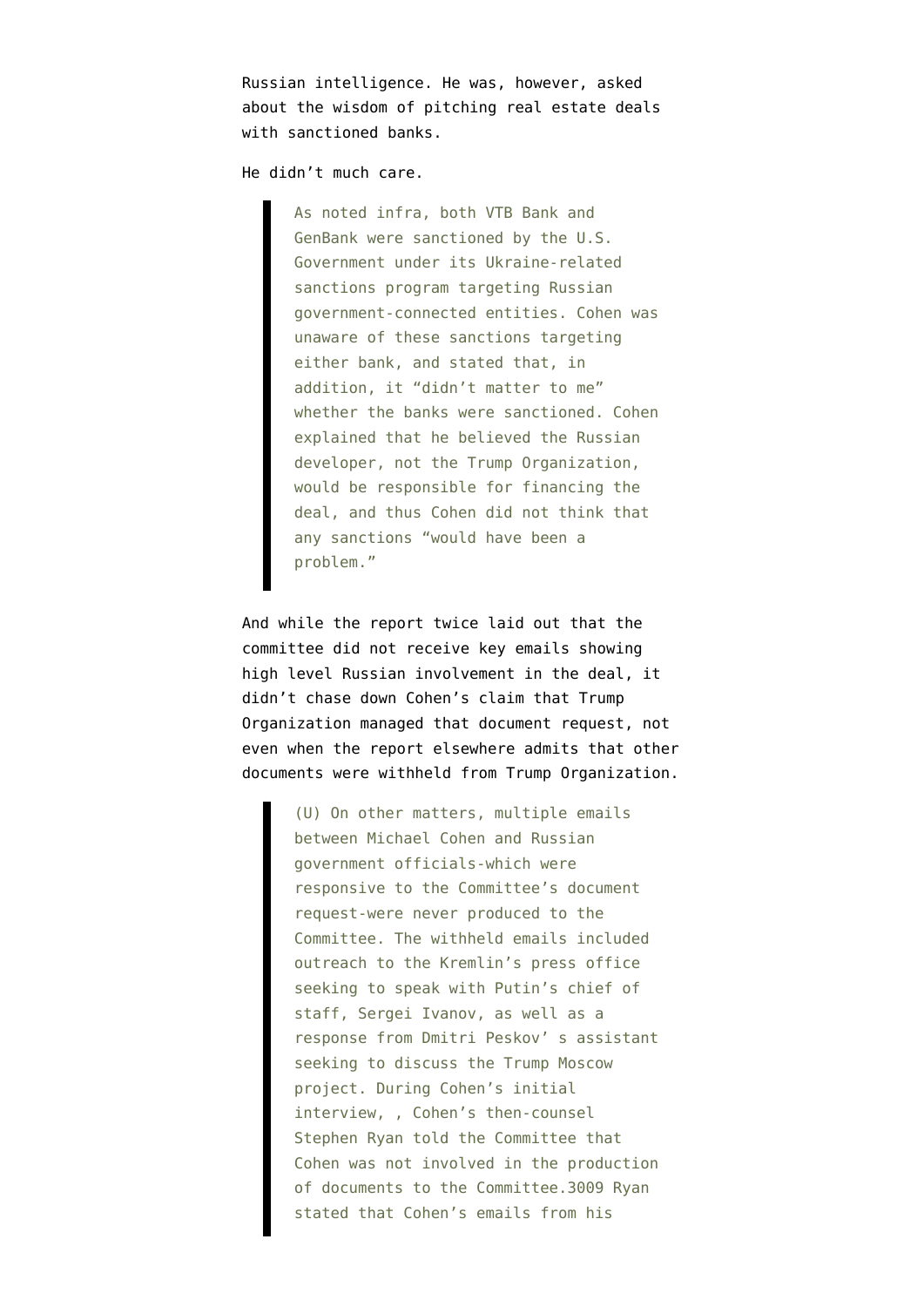Russian intelligence. He was, however, asked about the wisdom of pitching real estate deals with sanctioned banks.

He didn't much care.

> As noted infra, both VTB Bank and GenBank were sanctioned by the U.S. Government under its Ukraine-related sanctions program targeting Russian government-connected entities. Cohen was unaware of these sanctions targeting either bank, and stated that, in addition, it "didn't matter to me" whether the banks were sanctioned. Cohen explained that he believed the Russian developer, not the Trump Organization, would be responsible for financing the deal, and thus Cohen did not think that any sanctions "would have been a problem."

And while the report twice laid out that the committee did not receive key emails showing high level Russian involvement in the deal, it didn't chase down Cohen's claim that Trump Organization managed that document request, not even when the report elsewhere admits that other documents were withheld from Trump Organization.

> (U) On other matters, multiple emails between Michael Cohen and Russian government officials-which were responsive to the Committee's document request-were never produced to the Committee. The withheld emails included outreach to the Kremlin's press office seeking to speak with Putin's chief of staff, Sergei Ivanov, as well as a response from Dmitri Peskov' s assistant seeking to discuss the Trump Moscow project. During Cohen's initial interview, , Cohen's then-counsel Stephen Ryan told the Committee that Cohen was not involved in the production of documents to the Committee.3009 Ryan stated that Cohen's emails from his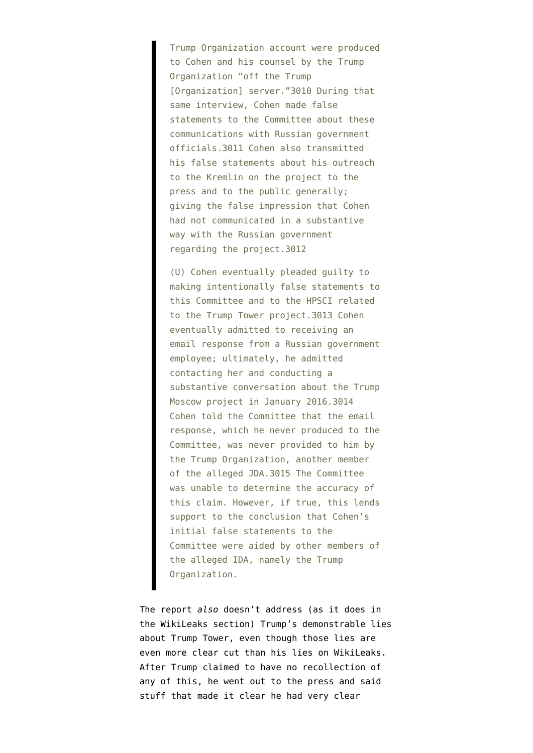> Trump Organization account were produced to Cohen and his counsel by the Trump Organization "off the Trump [Organization] server."3010 During that same interview, Cohen made false statements to the Committee about these communications with Russian government officials.3011 Cohen also transmitted his false statements about his outreach to the Kremlin on the project to the press and to the public generally; giving the false impression that Cohen had not communicated in a substantive way with the Russian government regarding the project.3012
>
> (U) Cohen eventually pleaded guilty to making intentionally false statements to this Committee and to the HPSCI related to the Trump Tower project.3013 Cohen eventually admitted to receiving an email response from a Russian government employee; ultimately, he admitted contacting her and conducting a substantive conversation about the Trump Moscow project in January 2016.3014 Cohen told the Committee that the email response, which he never produced to the Committee, was never provided to him by the Trump Organization, another member of the alleged JDA.3015 The Committee was unable to determine the accuracy of this claim. However, if true, this lends support to the conclusion that Cohen's initial false statements to the Committee were aided by other members of the alleged IDA, namely the Trump Organization.

The report *also* doesn't address (as it does in the WikiLeaks section) Trump's demonstrable lies about Trump Tower, even though those lies are even more clear cut than his lies on WikiLeaks. After Trump claimed to have no recollection of any of this, he went out to the press and said stuff that made it clear he had very clear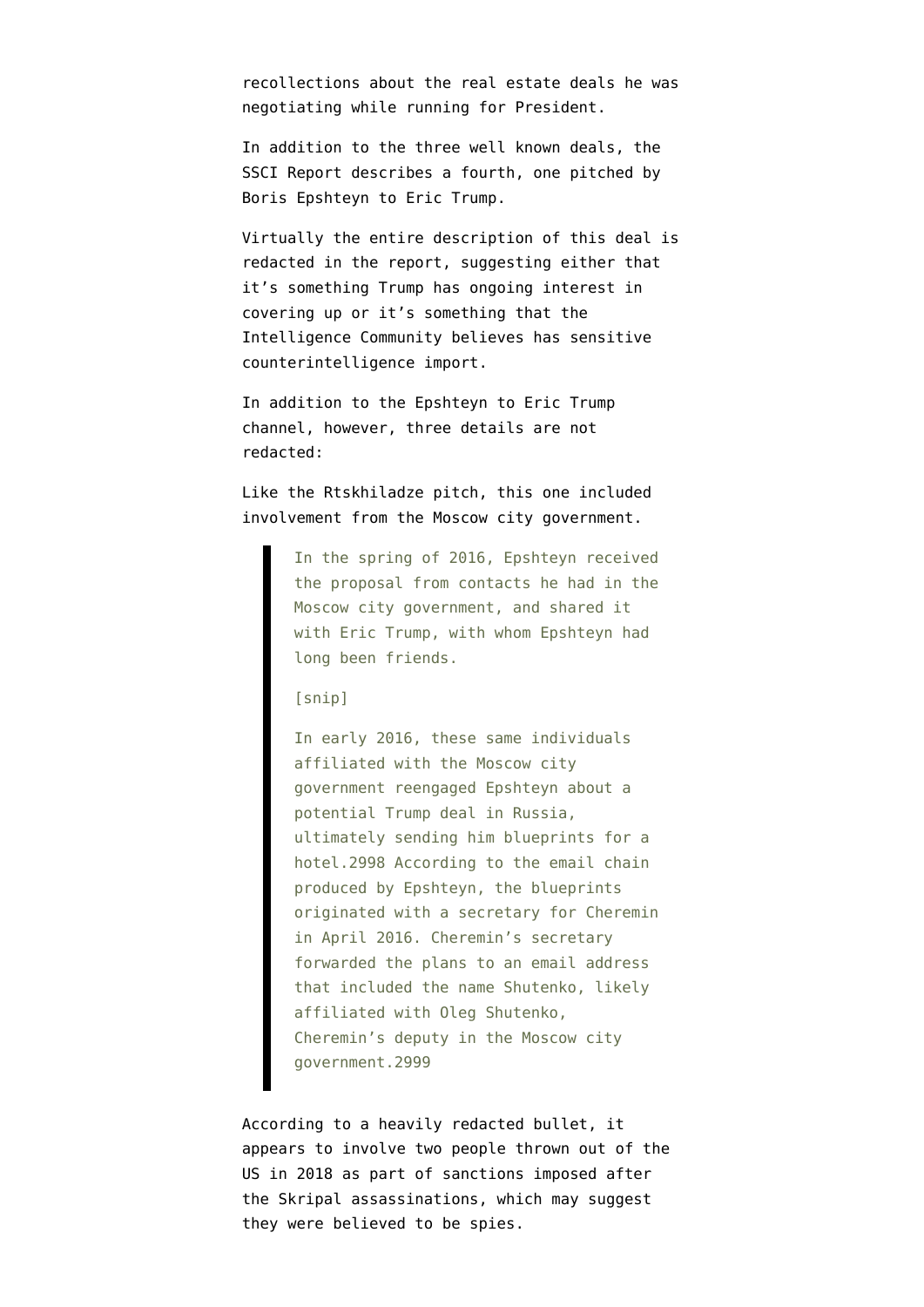recollections about the real estate deals he was negotiating while running for President.

In addition to the three well known deals, the SSCI Report describes a fourth, one pitched by Boris Epshteyn to Eric Trump.

Virtually the entire description of this deal is redacted in the report, suggesting either that it's something Trump has ongoing interest in covering up or it's something that the Intelligence Community believes has sensitive counterintelligence import.

In addition to the Epshteyn to Eric Trump channel, however, three details are not redacted:

Like the Rtskhiladze pitch, this one included involvement from the Moscow city government.

> In the spring of 2016, Epshteyn received the proposal from contacts he had in the Moscow city government, and shared it with Eric Trump, with whom Epshteyn had long been friends.
>
> [snip]
>
> In early 2016, these same individuals affiliated with the Moscow city government reengaged Epshteyn about a potential Trump deal in Russia, ultimately sending him blueprints for a hotel.2998 According to the email chain produced by Epshteyn, the blueprints originated with a secretary for Cheremin in April 2016. Cheremin's secretary forwarded the plans to an email address that included the name Shutenko, likely affiliated with Oleg Shutenko, Cheremin's deputy in the Moscow city government.2999

According to a heavily redacted bullet, it appears to involve two people thrown out of the US in 2018 as part of sanctions imposed after the Skripal assassinations, which may suggest they were believed to be spies.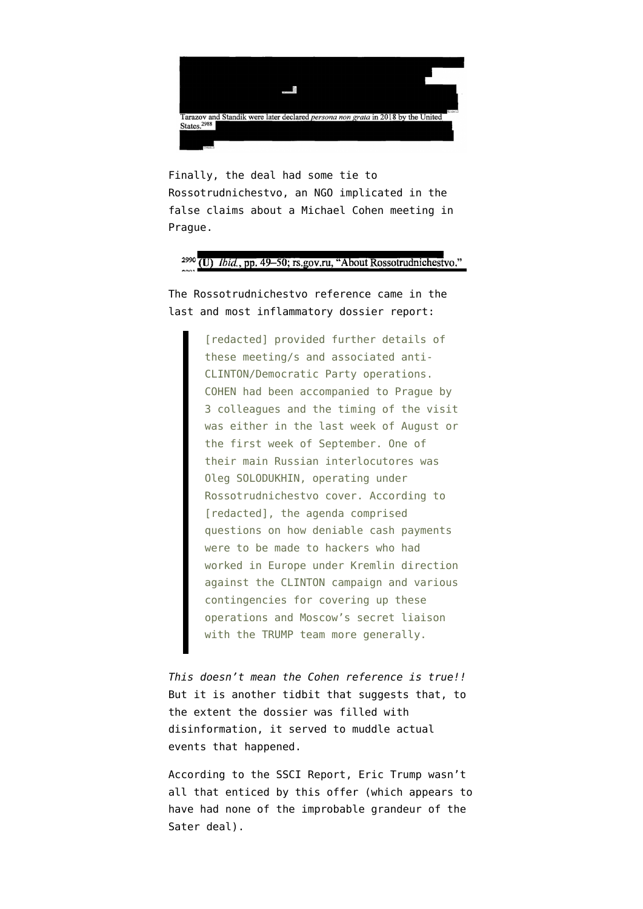Tarazov and Standik were later declared *persona non grata* in 2018 by the United States.[2988]

Finally, the deal had some tie to Rossotrudnichestvo, an NGO implicated in the false claims about a Michael Cohen meeting in Prague.

[2990] (U) *Ibid.*, pp. 49–50; rs.gov.ru, "About Rossotrudnichestvo."

The Rossotrudnichestvo reference came in the last and most inflammatory dossier report:

> [redacted] provided further details of these meeting/s and associated anti-CLINTON/Democratic Party operations. COHEN had been accompanied to Prague by 3 colleagues and the timing of the visit was either in the last week of August or the first week of September. One of their main Russian interlocutores was Oleg SOLODUKHIN, operating under Rossotrudnichestvo cover. According to [redacted], the agenda comprised questions on how deniable cash payments were to be made to hackers who had worked in Europe under Kremlin direction against the CLINTON campaign and various contingencies for covering up these operations and Moscow's secret liaison with the TRUMP team more generally.

*This doesn't mean the Cohen reference is true!!* But it is another tidbit that suggests that, to the extent the dossier was filled with disinformation, it served to muddle actual events that happened.

According to the SSCI Report, Eric Trump wasn't all that enticed by this offer (which appears to have had none of the improbable grandeur of the Sater deal).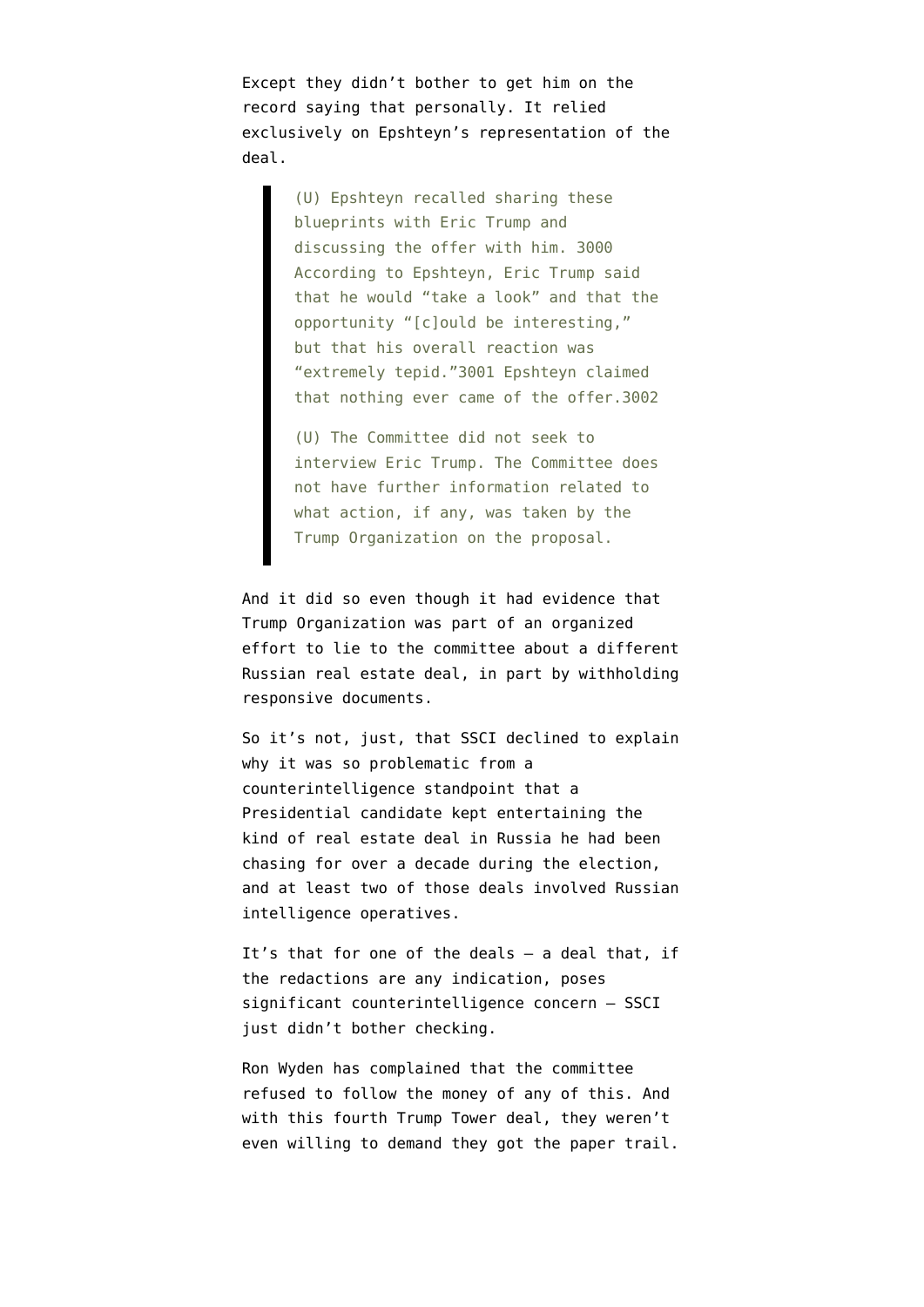Except they didn't bother to get him on the record saying that personally. It relied exclusively on Epshteyn's representation of the deal.

> (U) Epshteyn recalled sharing these blueprints with Eric Trump and discussing the offer with him. 3000 According to Epshteyn, Eric Trump said that he would "take a look" and that the opportunity "[c]ould be interesting," but that his overall reaction was "extremely tepid."3001 Epshteyn claimed that nothing ever came of the offer.3002
>
> (U) The Committee did not seek to interview Eric Trump. The Committee does not have further information related to what action, if any, was taken by the Trump Organization on the proposal.

And it did so even though it had evidence that Trump Organization was part of an organized effort to lie to the committee about a different Russian real estate deal, in part by withholding responsive documents.

So it's not, just, that SSCI declined to explain why it was so problematic from a counterintelligence standpoint that a Presidential candidate kept entertaining the kind of real estate deal in Russia he had been chasing for over a decade during the election, and at least two of those deals involved Russian intelligence operatives.

It's that for one of the deals — a deal that, if the redactions are any indication, poses significant counterintelligence concern — SSCI just didn't bother checking.

Ron Wyden has complained that the committee refused to follow the money of any of this. And with this fourth Trump Tower deal, they weren't even willing to demand they got the paper trail.